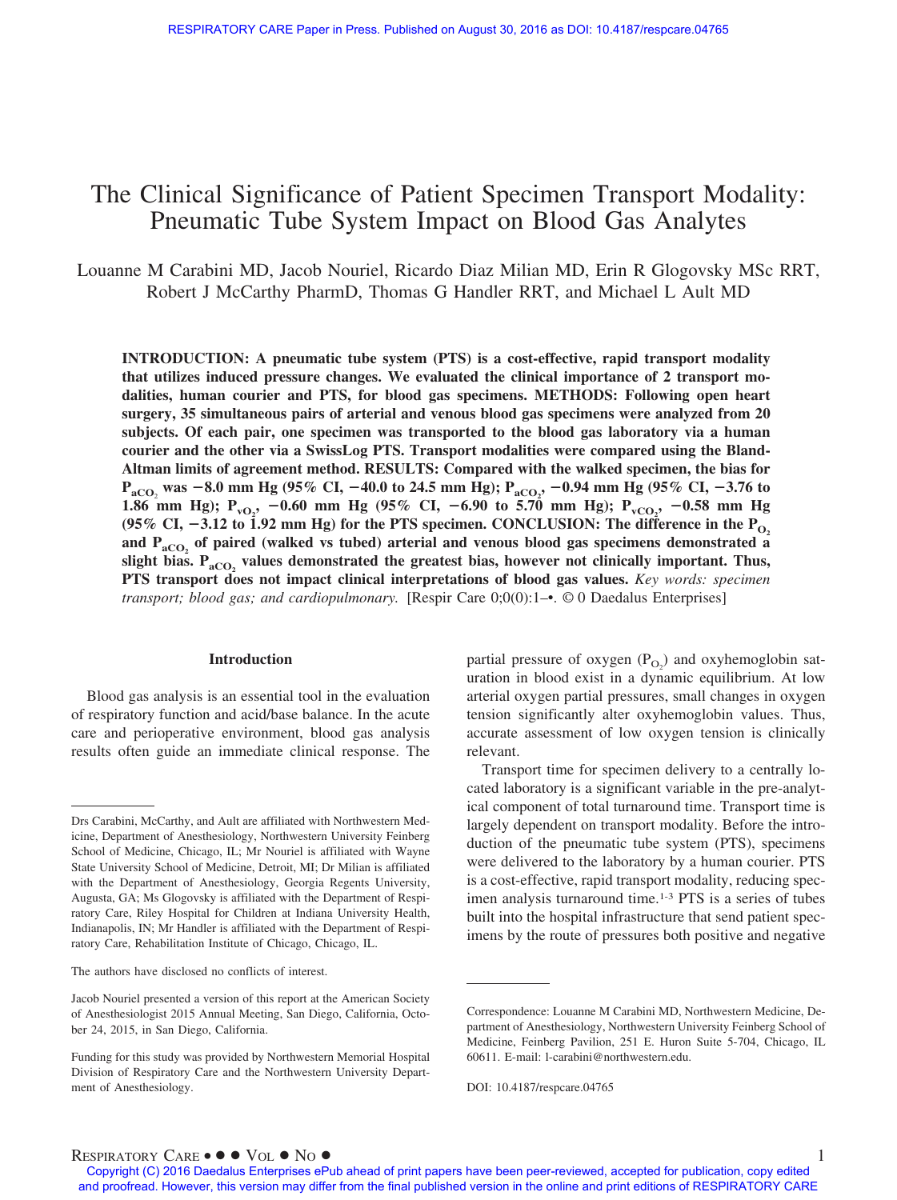# The Clinical Significance of Patient Specimen Transport Modality: Pneumatic Tube System Impact on Blood Gas Analytes

Louanne M Carabini MD, Jacob Nouriel, Ricardo Diaz Milian MD, Erin R Glogovsky MSc RRT, Robert J McCarthy PharmD, Thomas G Handler RRT, and Michael L Ault MD

**INTRODUCTION: A pneumatic tube system (PTS) is a cost-effective, rapid transport modality that utilizes induced pressure changes. We evaluated the clinical importance of 2 transport modalities, human courier and PTS, for blood gas specimens. METHODS: Following open heart surgery, 35 simultaneous pairs of arterial and venous blood gas specimens were analyzed from 20 subjects. Of each pair, one specimen was transported to the blood gas laboratory via a human courier and the other via a SwissLog PTS. Transport modalities were compared using the Bland-Altman limits of agreement method. RESULTS: Compared with the walked specimen, the bias for $P_{aCO_2}$ was −8.0 mm Hg (95% CI, −40.0 to 24.5 mm Hg); $P_{aCO_2}$, −0.94 mm Hg (95% CI, −3.76 to 1.86 mm Hg); $P_{vO_2}$, −0.60 mm Hg (95% CI, −6.90 to 5.70 mm Hg); $P_{vCO_2}$, −0.58 mm Hg (95% CI, −3.12 to 1.92 mm Hg) for the PTS specimen. CONCLUSION: The difference in the $P_{O_2}$ and $P_{aCO_2}$ of paired (walked vs tubed) arterial and venous blood gas specimens demonstrated a slight bias. $P_{aCO_2}$ values demonstrated the greatest bias, however not clinically important. Thus, PTS transport does not impact clinical interpretations of blood gas values.** *Key words: specimen transport; blood gas; and cardiopulmonary.* [Respir Care 0;0(0):1–•. © 0 Daedalus Enterprises]

## Introduction

Blood gas analysis is an essential tool in the evaluation of respiratory function and acid/base balance. In the acute care and perioperative environment, blood gas analysis results often guide an immediate clinical response. The partial pressure of oxygen ($P_{O_2}$) and oxyhemoglobin saturation in blood exist in a dynamic equilibrium. At low arterial oxygen partial pressures, small changes in oxygen tension significantly alter oxyhemoglobin values. Thus, accurate assessment of low oxygen tension is clinically relevant.

Transport time for specimen delivery to a centrally located laboratory is a significant variable in the pre-analytical component of total turnaround time. Transport time is largely dependent on transport modality. Before the introduction of the pneumatic tube system (PTS), specimens were delivered to the laboratory by a human courier. PTS is a cost-effective, rapid transport modality, reducing specimen analysis turnaround time.[1-3] PTS is a series of tubes built into the hospital infrastructure that send patient specimens by the route of pressures both positive and negative

---

Drs Carabini, McCarthy, and Ault are affiliated with Northwestern Medicine, Department of Anesthesiology, Northwestern University Feinberg School of Medicine, Chicago, IL; Mr Nouriel is affiliated with Wayne State University School of Medicine, Detroit, MI; Dr Milian is affiliated with the Department of Anesthesiology, Georgia Regents University, Augusta, GA; Ms Glogovsky is affiliated with the Department of Respiratory Care, Riley Hospital for Children at Indiana University Health, Indianapolis, IN; Mr Handler is affiliated with the Department of Respiratory Care, Rehabilitation Institute of Chicago, Chicago, IL.

The authors have disclosed no conflicts of interest.

Jacob Nouriel presented a version of this report at the American Society of Anesthesiologist 2015 Annual Meeting, San Diego, California, October 24, 2015, in San Diego, California.

Funding for this study was provided by Northwestern Memorial Hospital Division of Respiratory Care and the Northwestern University Department of Anesthesiology.

Correspondence: Louanne M Carabini MD, Northwestern Medicine, Department of Anesthesiology, Northwestern University Feinberg School of Medicine, Feinberg Pavilion, 251 E. Huron Suite 5-704, Chicago, IL 60611. E-mail: l-carabini@northwestern.edu.

DOI: 10.4187/respcare.04765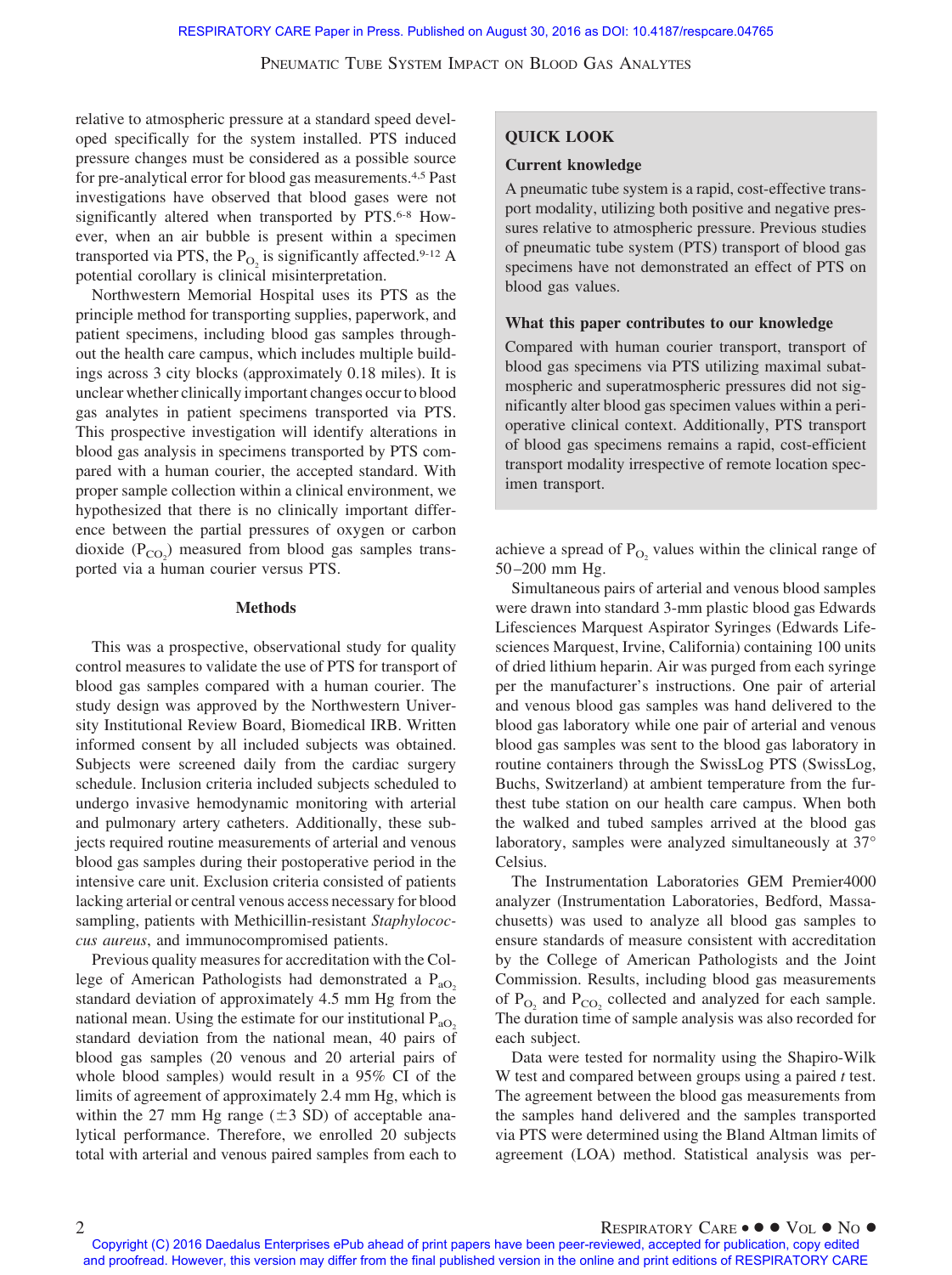relative to atmospheric pressure at a standard speed developed specifically for the system installed. PTS induced pressure changes must be considered as a possible source for pre-analytical error for blood gas measurements.[4,5] Past investigations have observed that blood gases were not significantly altered when transported by PTS.[6-8] However, when an air bubble is present within a specimen transported via PTS, the $P_{O_2}$ is significantly affected.[9-12] A potential corollary is clinical misinterpretation.

Northwestern Memorial Hospital uses its PTS as the principle method for transporting supplies, paperwork, and patient specimens, including blood gas samples throughout the health care campus, which includes multiple buildings across 3 city blocks (approximately 0.18 miles). It is unclear whether clinically important changes occur to blood gas analytes in patient specimens transported via PTS. This prospective investigation will identify alterations in blood gas analysis in specimens transported by PTS compared with a human courier, the accepted standard. With proper sample collection within a clinical environment, we hypothesized that there is no clinically important difference between the partial pressures of oxygen or carbon dioxide ($P_{CO_2}$) measured from blood gas samples transported via a human courier versus PTS.

> **QUICK LOOK**
>
> **Current knowledge**
>
> A pneumatic tube system is a rapid, cost-effective transport modality, utilizing both positive and negative pressures relative to atmospheric pressure. Previous studies of pneumatic tube system (PTS) transport of blood gas specimens have not demonstrated an effect of PTS on blood gas values.
>
> **What this paper contributes to our knowledge**
>
> Compared with human courier transport, transport of blood gas specimens via PTS utilizing maximal subatmospheric and superatmospheric pressures did not significantly alter blood gas specimen values within a perioperative clinical context. Additionally, PTS transport of blood gas specimens remains a rapid, cost-efficient transport modality irrespective of remote location specimen transport.

## Methods

This was a prospective, observational study for quality control measures to validate the use of PTS for transport of blood gas samples compared with a human courier. The study design was approved by the Northwestern University Institutional Review Board, Biomedical IRB. Written informed consent by all included subjects was obtained. Subjects were screened daily from the cardiac surgery schedule. Inclusion criteria included subjects scheduled to undergo invasive hemodynamic monitoring with arterial and pulmonary artery catheters. Additionally, these subjects required routine measurements of arterial and venous blood gas samples during their postoperative period in the intensive care unit. Exclusion criteria consisted of patients lacking arterial or central venous access necessary for blood sampling, patients with Methicillin-resistant *Staphylococcus aureus*, and immunocompromised patients.

Previous quality measures for accreditation with the College of American Pathologists had demonstrated a $P_{aO_2}$ standard deviation of approximately 4.5 mm Hg from the national mean. Using the estimate for our institutional $P_{aO_2}$ standard deviation from the national mean, 40 pairs of blood gas samples (20 venous and 20 arterial pairs of whole blood samples) would result in a 95% CI of the limits of agreement of approximately 2.4 mm Hg, which is within the 27 mm Hg range (±3 SD) of acceptable analytical performance. Therefore, we enrolled 20 subjects total with arterial and venous paired samples from each to achieve a spread of $P_{O_2}$ values within the clinical range of 50–200 mm Hg.

Simultaneous pairs of arterial and venous blood samples were drawn into standard 3-mm plastic blood gas Edwards Lifesciences Marquest Aspirator Syringes (Edwards Lifesciences Marquest, Irvine, California) containing 100 units of dried lithium heparin. Air was purged from each syringe per the manufacturer's instructions. One pair of arterial and venous blood gas samples was hand delivered to the blood gas laboratory while one pair of arterial and venous blood gas samples was sent to the blood gas laboratory in routine containers through the SwissLog PTS (SwissLog, Buchs, Switzerland) at ambient temperature from the furthest tube station on our health care campus. When both the walked and tubed samples arrived at the blood gas laboratory, samples were analyzed simultaneously at 37° Celsius.

The Instrumentation Laboratories GEM Premier4000 analyzer (Instrumentation Laboratories, Bedford, Massachusetts) was used to analyze all blood gas samples to ensure standards of measure consistent with accreditation by the College of American Pathologists and the Joint Commission. Results, including blood gas measurements of $P_{O_2}$ and $P_{CO_2}$ collected and analyzed for each sample. The duration time of sample analysis was also recorded for each subject.

Data were tested for normality using the Shapiro-Wilk W test and compared between groups using a paired *t* test. The agreement between the blood gas measurements from the samples hand delivered and the samples transported via PTS were determined using the Bland Altman limits of agreement (LOA) method. Statistical analysis was per-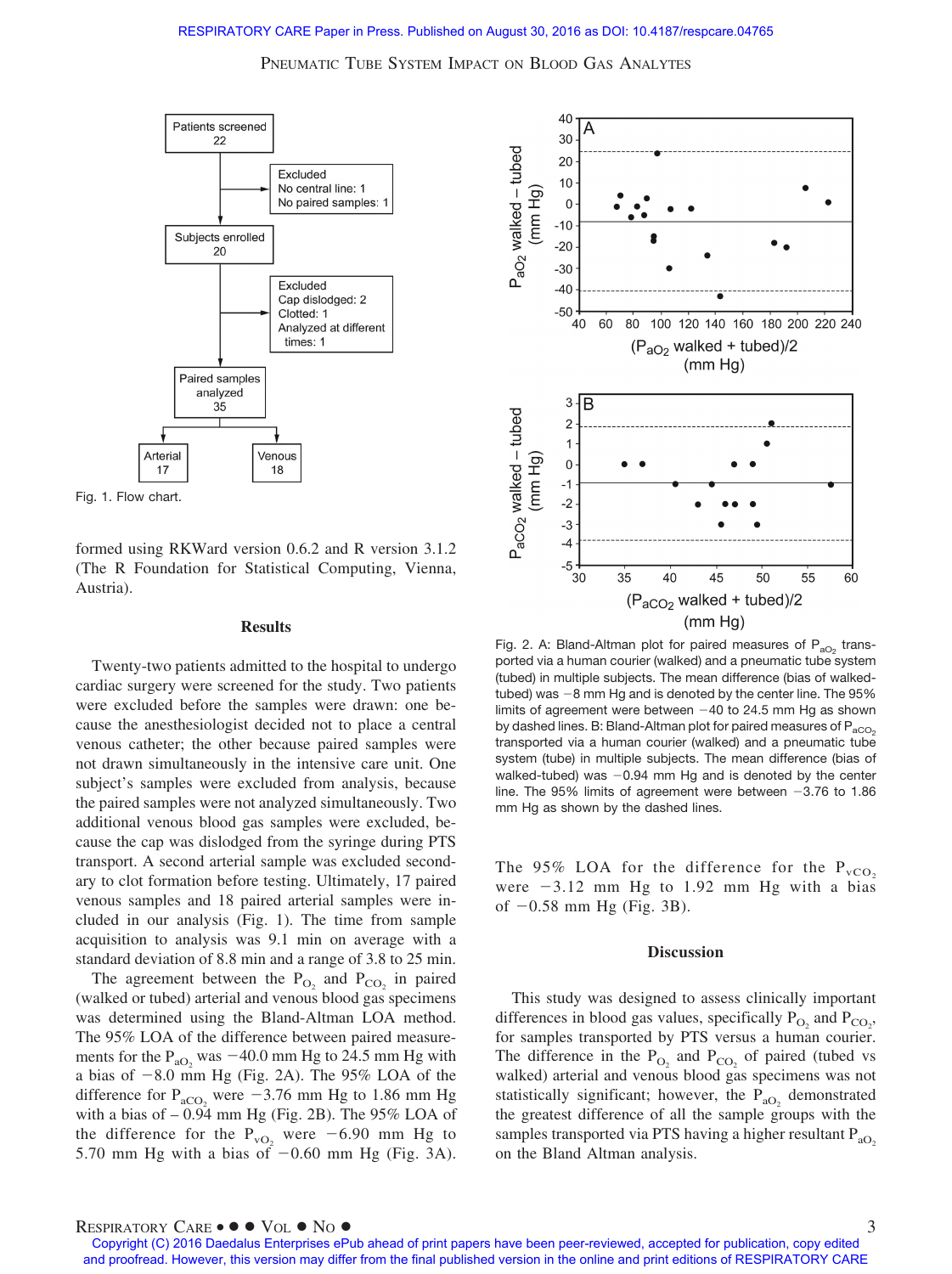Fig. 1. Flow chart.

formed using RKWard version 0.6.2 and R version 3.1.2 (The R Foundation for Statistical Computing, Vienna, Austria).

## Results

Twenty-two patients admitted to the hospital to undergo cardiac surgery were screened for the study. Two patients were excluded before the samples were drawn: one because the anesthesiologist decided not to place a central venous catheter; the other because paired samples were not drawn simultaneously in the intensive care unit. One subject's samples were excluded from analysis, because the paired samples were not analyzed simultaneously. Two additional venous blood gas samples were excluded, because the cap was dislodged from the syringe during PTS transport. A second arterial sample was excluded secondary to clot formation before testing. Ultimately, 17 paired venous samples and 18 paired arterial samples were included in our analysis (Fig. 1). The time from sample acquisition to analysis was 9.1 min on average with a standard deviation of 8.8 min and a range of 3.8 to 25 min.

The agreement between the $P_{O_2}$ and $P_{CO_2}$ in paired (walked or tubed) arterial and venous blood gas specimens was determined using the Bland-Altman LOA method. The 95% LOA of the difference between paired measurements for the $P_{aO_2}$ was −40.0 mm Hg to 24.5 mm Hg with a bias of −8.0 mm Hg (Fig. 2A). The 95% LOA of the difference for $P_{aCO_2}$ were −3.76 mm Hg to 1.86 mm Hg with a bias of – 0.94 mm Hg (Fig. 2B). The 95% LOA of the difference for the $P_{vO_2}$ were −6.90 mm Hg to 5.70 mm Hg with a bias of −0.60 mm Hg (Fig. 3A). The 95% LOA for the difference for the $P_{vCO_2}$ were −3.12 mm Hg to 1.92 mm Hg with a bias of −0.58 mm Hg (Fig. 3B).

Fig. 2. A: Bland-Altman plot for paired measures of $P_{aO_2}$ transported via a human courier (walked) and a pneumatic tube system (tubed) in multiple subjects. The mean difference (bias of walked-tubed) was −8 mm Hg and is denoted by the center line. The 95% limits of agreement were between −40 to 24.5 mm Hg as shown by dashed lines. B: Bland-Altman plot for paired measures of $P_{aCO_2}$ transported via a human courier (walked) and a pneumatic tube system (tube) in multiple subjects. The mean difference (bias of walked-tubed) was −0.94 mm Hg and is denoted by the center line. The 95% limits of agreement were between −3.76 to 1.86 mm Hg as shown by the dashed lines.

## Discussion

This study was designed to assess clinically important differences in blood gas values, specifically $P_{O_2}$ and $P_{CO_2}$, for samples transported by PTS versus a human courier. The difference in the $P_{O_2}$ and $P_{CO_2}$ of paired (tubed vs walked) arterial and venous blood gas specimens was not statistically significant; however, the $P_{aO_2}$ demonstrated the greatest difference of all the sample groups with the samples transported via PTS having a higher resultant $P_{aO_2}$ on the Bland Altman analysis.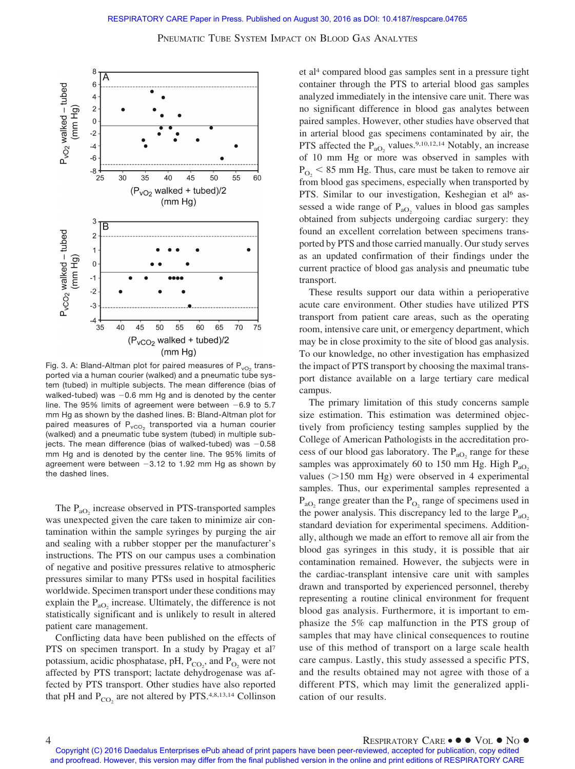Fig. 3. A: Bland-Altman plot for paired measures of $P_{vO_2}$ transported via a human courier (walked) and a pneumatic tube system (tubed) in multiple subjects. The mean difference (bias of walked-tubed) was −0.6 mm Hg and is denoted by the center line. The 95% limits of agreement were between −6.9 to 5.7 mm Hg as shown by the dashed lines. B: Bland-Altman plot for paired measures of $P_{vCO_2}$ transported via a human courier (walked) and a pneumatic tube system (tubed) in multiple subjects. The mean difference (bias of walked-tubed) was −0.58 mm Hg and is denoted by the center line. The 95% limits of agreement were between −3.12 to 1.92 mm Hg as shown by the dashed lines.

The $P_{aO_2}$ increase observed in PTS-transported samples was unexpected given the care taken to minimize air contamination within the sample syringes by purging the air and sealing with a rubber stopper per the manufacturer's instructions. The PTS on our campus uses a combination of negative and positive pressures relative to atmospheric pressures similar to many PTSs used in hospital facilities worldwide. Specimen transport under these conditions may explain the $P_{aO_2}$ increase. Ultimately, the difference is not statistically significant and is unlikely to result in altered patient care management.

Conflicting data have been published on the effects of PTS on specimen transport. In a study by Pragay et al[7] potassium, acidic phosphatase, pH, $P_{CO_2}$, and $P_{O_2}$ were not affected by PTS transport; lactate dehydrogenase was affected by PTS transport. Other studies have also reported that pH and $P_{CO_2}$ are not altered by PTS.[4,8,13,14] Collinson et al[4] compared blood gas samples sent in a pressure tight container through the PTS to arterial blood gas samples analyzed immediately in the intensive care unit. There was no significant difference in blood gas analytes between paired samples. However, other studies have observed that in arterial blood gas specimens contaminated by air, the PTS affected the $P_{aO_2}$ values.[9,10,12,14] Notably, an increase of 10 mm Hg or more was observed in samples with $P_{O_2} < 85$ mm Hg. Thus, care must be taken to remove air from blood gas specimens, especially when transported by PTS. Similar to our investigation, Keshegian et al[6] assessed a wide range of $P_{aO_2}$ values in blood gas samples obtained from subjects undergoing cardiac surgery: they found an excellent correlation between specimens transported by PTS and those carried manually. Our study serves as an updated confirmation of their findings under the current practice of blood gas analysis and pneumatic tube transport.

These results support our data within a perioperative acute care environment. Other studies have utilized PTS transport from patient care areas, such as the operating room, intensive care unit, or emergency department, which may be in close proximity to the site of blood gas analysis. To our knowledge, no other investigation has emphasized the impact of PTS transport by choosing the maximal transport distance available on a large tertiary care medical campus.

The primary limitation of this study concerns sample size estimation. This estimation was determined objectively from proficiency testing samples supplied by the College of American Pathologists in the accreditation process of our blood gas laboratory. The $P_{aO_2}$ range for these samples was approximately 60 to 150 mm Hg. High $P_{aO_2}$ values (>150 mm Hg) were observed in 4 experimental samples. Thus, our experimental samples represented a $P_{aO_2}$ range greater than the $P_{O_2}$ range of specimens used in the power analysis. This discrepancy led to the large $P_{aO_2}$ standard deviation for experimental specimens. Additionally, although we made an effort to remove all air from the blood gas syringes in this study, it is possible that air contamination remained. However, the subjects were in the cardiac-transplant intensive care unit with samples drawn and transported by experienced personnel, thereby representing a routine clinical environment for frequent blood gas analysis. Furthermore, it is important to emphasize the 5% cap malfunction in the PTS group of samples that may have clinical consequences to routine use of this method of transport on a large scale health care campus. Lastly, this study assessed a specific PTS, and the results obtained may not agree with those of a different PTS, which may limit the generalized application of our results.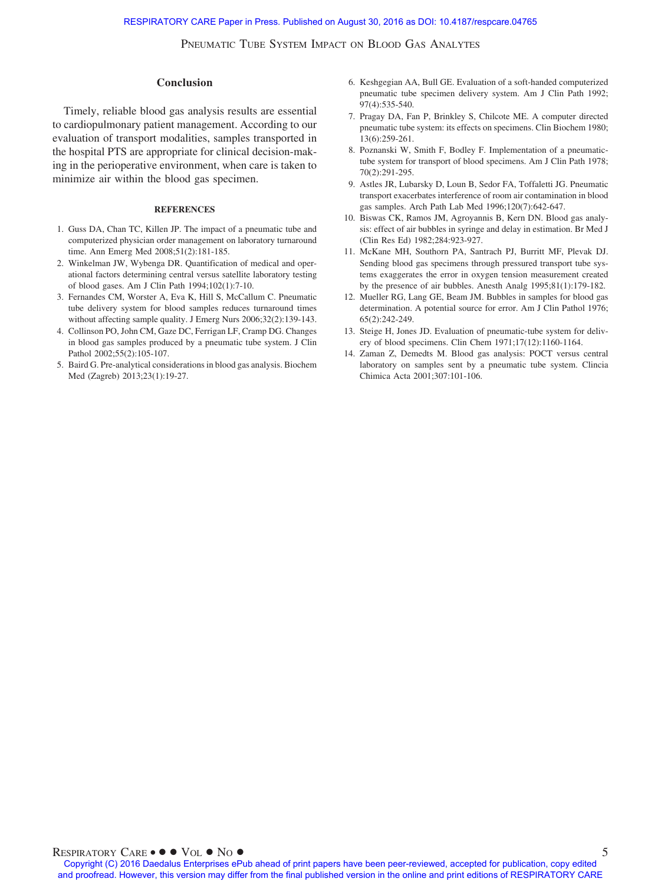## Conclusion

Timely, reliable blood gas analysis results are essential to cardiopulmonary patient management. According to our evaluation of transport modalities, samples transported in the hospital PTS are appropriate for clinical decision-making in the perioperative environment, when care is taken to minimize air within the blood gas specimen.

#### REFERENCES

1. Guss DA, Chan TC, Killen JP. The impact of a pneumatic tube and computerized physician order management on laboratory turnaround time. Ann Emerg Med 2008;51(2):181-185.
2. Winkelman JW, Wybenga DR. Quantification of medical and operational factors determining central versus satellite laboratory testing of blood gases. Am J Clin Path 1994;102(1):7-10.
3. Fernandes CM, Worster A, Eva K, Hill S, McCallum C. Pneumatic tube delivery system for blood samples reduces turnaround times without affecting sample quality. J Emerg Nurs 2006;32(2):139-143.
4. Collinson PO, John CM, Gaze DC, Ferrigan LF, Cramp DG. Changes in blood gas samples produced by a pneumatic tube system. J Clin Pathol 2002;55(2):105-107.
5. Baird G. Pre-analytical considerations in blood gas analysis. Biochem Med (Zagreb) 2013;23(1):19-27.
6. Keshgegian AA, Bull GE. Evaluation of a soft-handed computerized pneumatic tube specimen delivery system. Am J Clin Path 1992; 97(4):535-540.
7. Pragay DA, Fan P, Brinkley S, Chilcote ME. A computer directed pneumatic tube system: its effects on specimens. Clin Biochem 1980; 13(6):259-261.
8. Poznanski W, Smith F, Bodley F. Implementation of a pneumatic-tube system for transport of blood specimens. Am J Clin Path 1978; 70(2):291-295.
9. Astles JR, Lubarsky D, Loun B, Sedor FA, Toffaletti JG. Pneumatic transport exacerbates interference of room air contamination in blood gas samples. Arch Path Lab Med 1996;120(7):642-647.
10. Biswas CK, Ramos JM, Agroyannis B, Kern DN. Blood gas analysis: effect of air bubbles in syringe and delay in estimation. Br Med J (Clin Res Ed) 1982;284:923-927.
11. McKane MH, Southorn PA, Santrach PJ, Burritt MF, Plevak DJ. Sending blood gas specimens through pressured transport tube systems exaggerates the error in oxygen tension measurement created by the presence of air bubbles. Anesth Analg 1995;81(1):179-182.
12. Mueller RG, Lang GE, Beam JM. Bubbles in samples for blood gas determination. A potential source for error. Am J Clin Pathol 1976; 65(2):242-249.
13. Steige H, Jones JD. Evaluation of pneumatic-tube system for delivery of blood specimens. Clin Chem 1971;17(12):1160-1164.
14. Zaman Z, Demedts M. Blood gas analysis: POCT versus central laboratory on samples sent by a pneumatic tube system. Clincia Chimica Acta 2001;307:101-106.